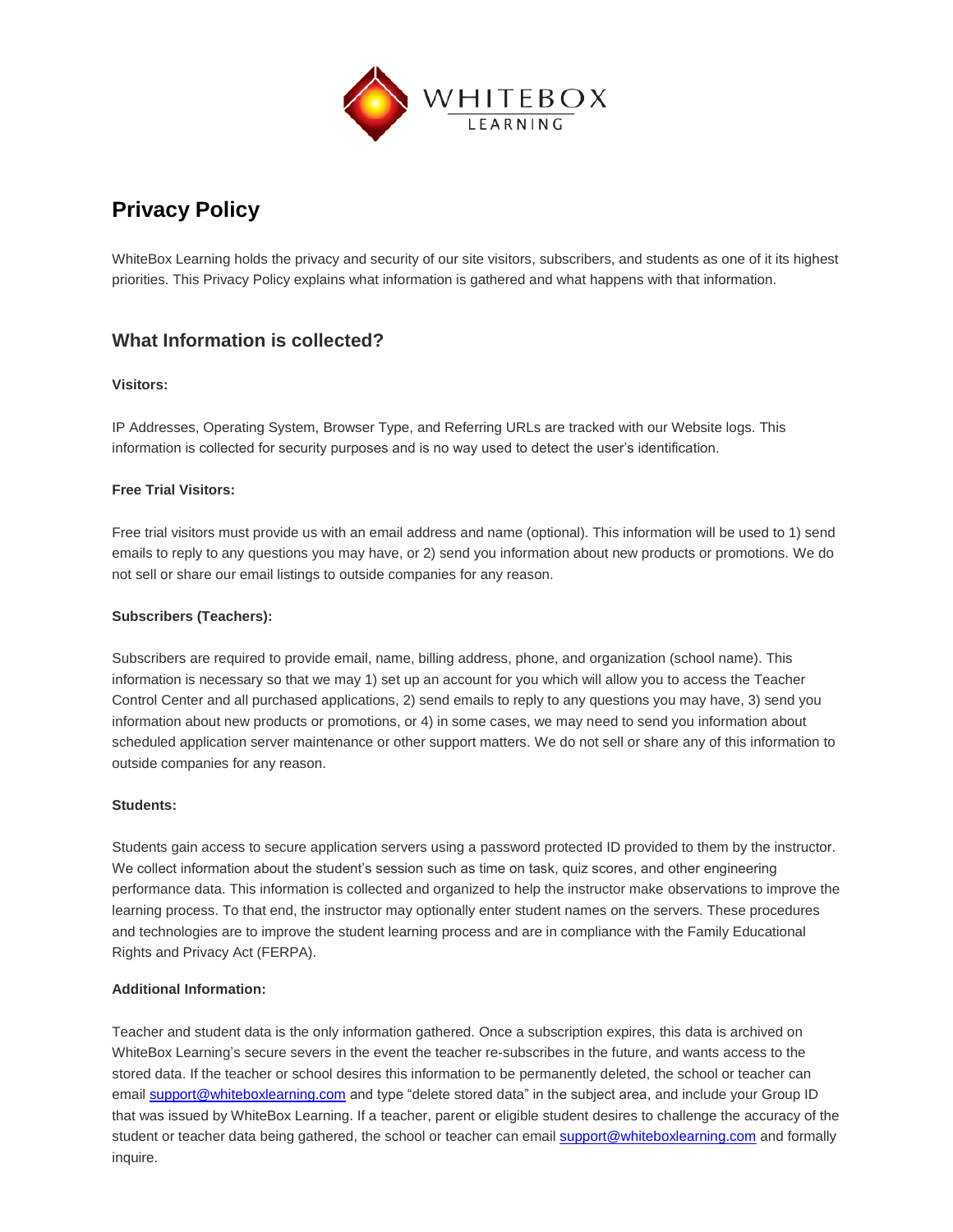# Privacy Policy

WhiteBox Learning holds the privacy and security of our site visitors, subscribers, and students as one of it its highest priorities. This Privacy Policy explains what information is gathered and what happens with that information.

## What Information is collected?

**Visitors:**

IP Addresses, Operating System, Browser Type, and Referring URLs are tracked with our Website logs. This information is collected for security purposes and is no way used to detect the user's identification.

**Free Trial Visitors:**

Free trial visitors must provide us with an email address and name (optional). This information will be used to 1) send emails to reply to any questions you may have, or 2) send you information about new products or promotions. We do not sell or share our email listings to outside companies for any reason.

**Subscribers (Teachers):**

Subscribers are required to provide email, name, billing address, phone, and organization (school name). This information is necessary so that we may 1) set up an account for you which will allow you to access the Teacher Control Center and all purchased applications, 2) send emails to reply to any questions you may have, 3) send you information about new products or promotions, or 4) in some cases, we may need to send you information about scheduled application server maintenance or other support matters. We do not sell or share any of this information to outside companies for any reason.

**Students:**

Students gain access to secure application servers using a password protected ID provided to them by the instructor. We collect information about the student's session such as time on task, quiz scores, and other engineering performance data. This information is collected and organized to help the instructor make observations to improve the learning process. To that end, the instructor may optionally enter student names on the servers. These procedures and technologies are to improve the student learning process and are in compliance with the Family Educational Rights and Privacy Act (FERPA).

**Additional Information:**

Teacher and student data is the only information gathered. Once a subscription expires, this data is archived on WhiteBox Learning's secure severs in the event the teacher re-subscribes in the future, and wants access to the stored data. If the teacher or school desires this information to be permanently deleted, the school or teacher can email support@whiteboxlearning.com and type "delete stored data" in the subject area, and include your Group ID that was issued by WhiteBox Learning. If a teacher, parent or eligible student desires to challenge the accuracy of the student or teacher data being gathered, the school or teacher can email support@whiteboxlearning.com and formally inquire.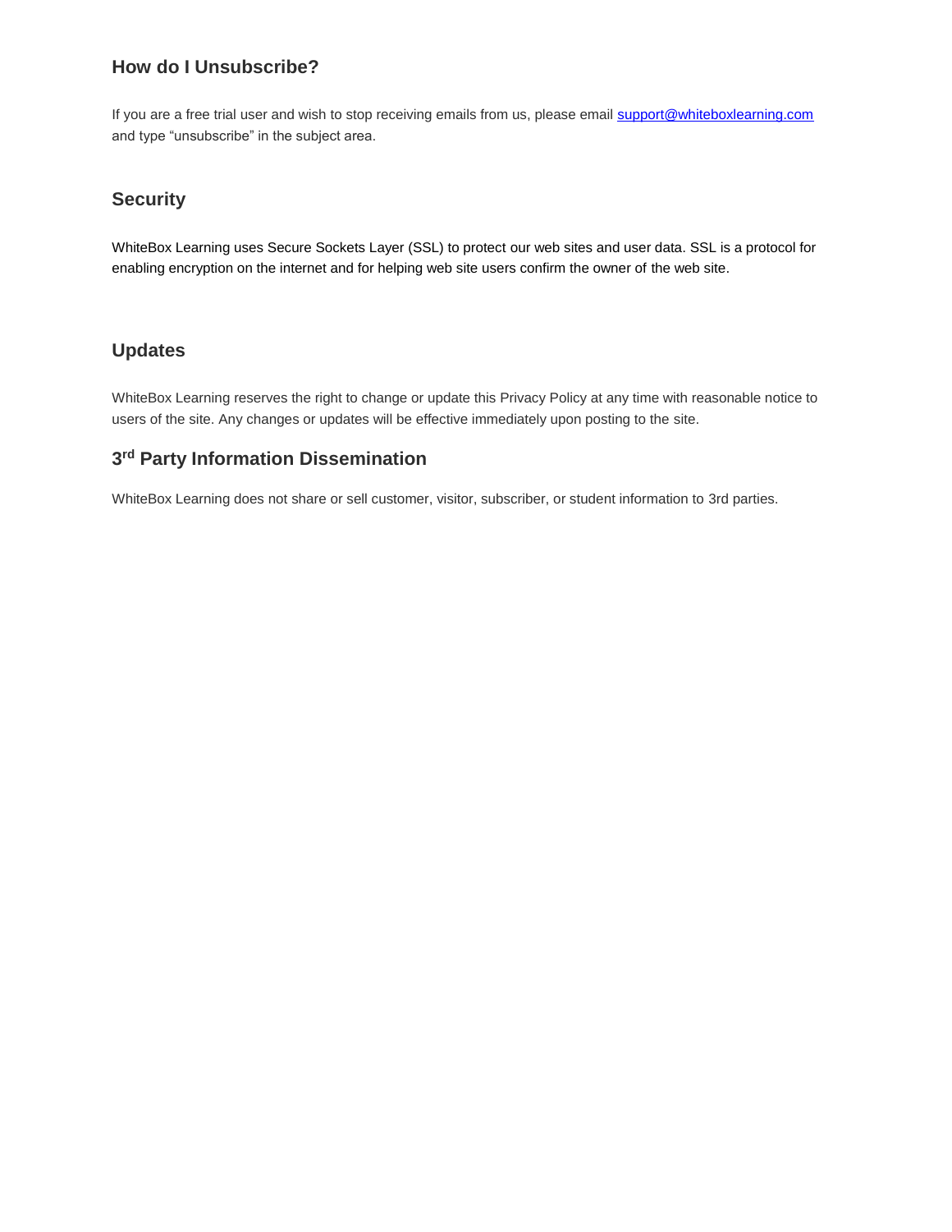## How do I Unsubscribe?

If you are a free trial user and wish to stop receiving emails from us, please email support@whiteboxlearning.com and type "unsubscribe" in the subject area.

## Security

WhiteBox Learning uses Secure Sockets Layer (SSL) to protect our web sites and user data. SSL is a protocol for enabling encryption on the internet and for helping web site users confirm the owner of the web site.

## Updates

WhiteBox Learning reserves the right to change or update this Privacy Policy at any time with reasonable notice to users of the site. Any changes or updates will be effective immediately upon posting to the site.

## 3rd Party Information Dissemination

WhiteBox Learning does not share or sell customer, visitor, subscriber, or student information to 3rd parties.